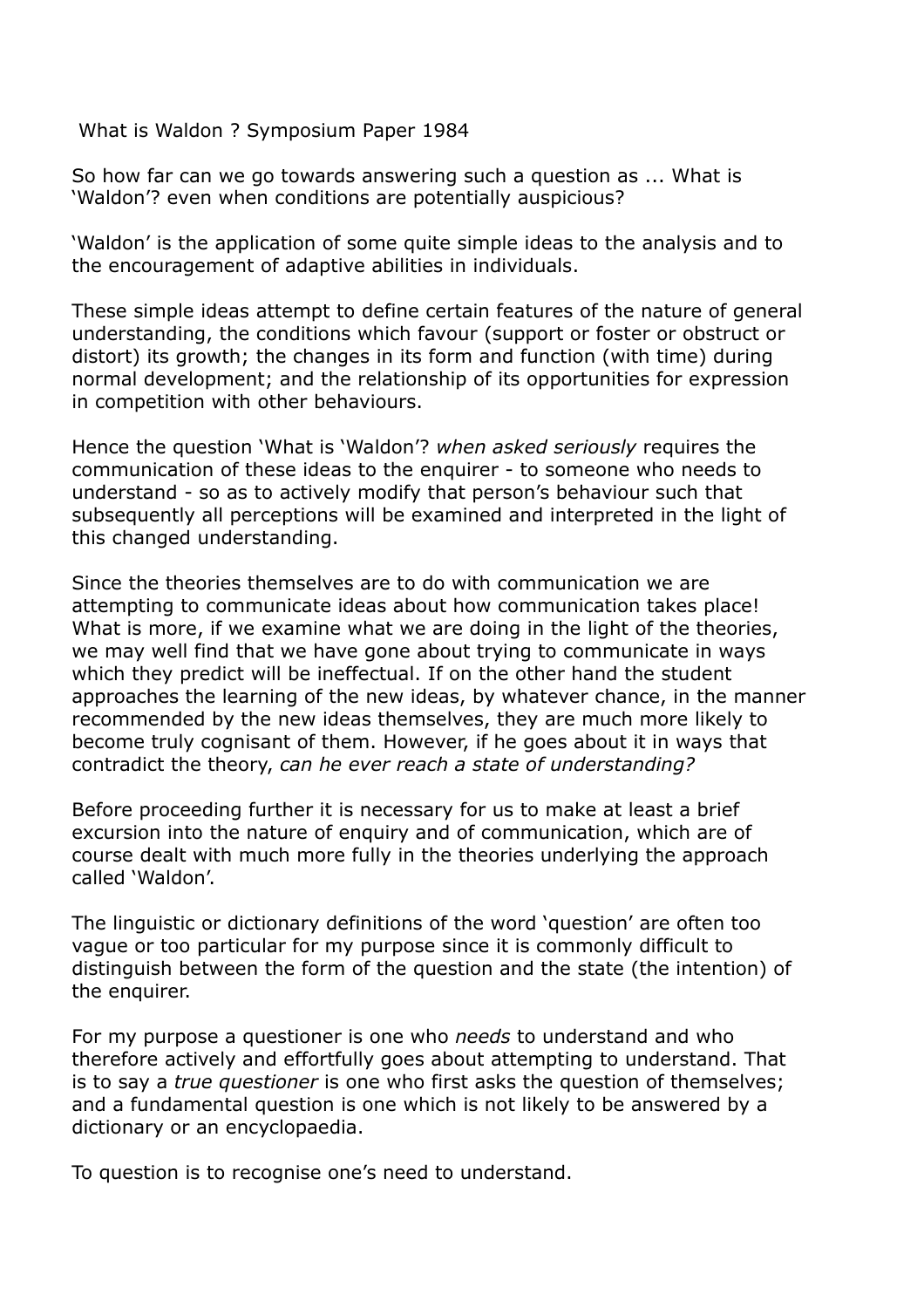# What is Waldon ? Symposium Paper 1984

So how far can we go towards answering such a question as ... What is 'Waldon'? even when conditions are potentially auspicious?

'Waldon' is the application of some quite simple ideas to the analysis and to the encouragement of adaptive abilities in individuals.

These simple ideas attempt to define certain features of the nature of general understanding, the conditions which favour (support or foster or obstruct or distort) its growth; the changes in its form and function (with time) during normal development; and the relationship of its opportunities for expression in competition with other behaviours.

Hence the question 'What is 'Waldon'? *when asked seriously* requires the communication of these ideas to the enquirer - to someone who needs to understand - so as to actively modify that person's behaviour such that subsequently all perceptions will be examined and interpreted in the light of this changed understanding.

Since the theories themselves are to do with communication we are attempting to communicate ideas about how communication takes place! What is more, if we examine what we are doing in the light of the theories, we may well find that we have gone about trying to communicate in ways which they predict will be ineffectual. If on the other hand the student approaches the learning of the new ideas, by whatever chance, in the manner recommended by the new ideas themselves, they are much more likely to become truly cognisant of them. However, if he goes about it in ways that contradict the theory, *can he ever reach a state of understanding?*

Before proceeding further it is necessary for us to make at least a brief excursion into the nature of enquiry and of communication, which are of course dealt with much more fully in the theories underlying the approach called 'Waldon'.

The linguistic or dictionary definitions of the word 'question' are often too vague or too particular for my purpose since it is commonly difficult to distinguish between the form of the question and the state (the intention) of the enquirer.

For my purpose a questioner is one who *needs* to understand and who therefore actively and effortfully goes about attempting to understand. That is to say a *true questioner* is one who first asks the question of themselves; and a fundamental question is one which is not likely to be answered by a dictionary or an encyclopaedia.

To question is to recognise one's need to understand.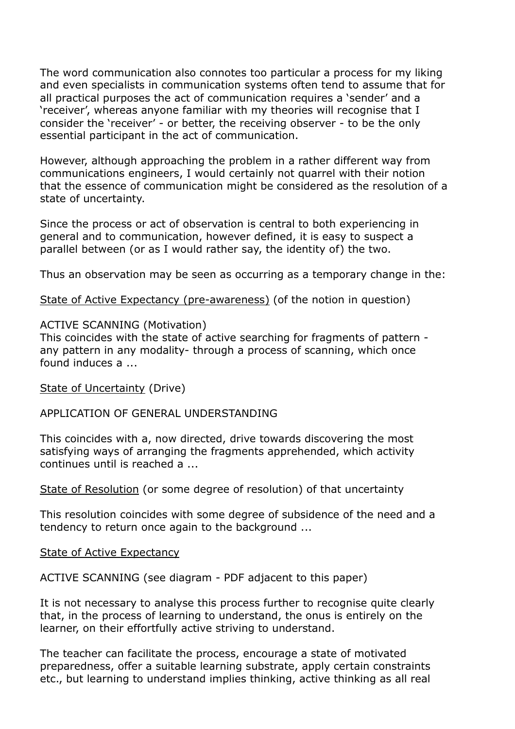The word communication also connotes too particular a process for my liking and even specialists in communication systems often tend to assume that for all practical purposes the act of communication requires a 'sender' and a 'receiver', whereas anyone familiar with my theories will recognise that I consider the 'receiver' - or better, the receiving observer - to be the only essential participant in the act of communication.

However, although approaching the problem in a rather different way from communications engineers, I would certainly not quarrel with their notion that the essence of communication might be considered as the resolution of a state of uncertainty.

Since the process or act of observation is central to both experiencing in general and to communication, however defined, it is easy to suspect a parallel between (or as I would rather say, the identity of) the two.

Thus an observation may be seen as occurring as a temporary change in the:

<u>State of Active Expectancy (pre-awareness)</u> (of the notion in question)

ACTIVE SCANNING (Motivation)
This coincides with the state of active searching for fragments of pattern - any pattern in any modality- through a process of scanning, which once found induces a ...

<u>State of Uncertainty</u> (Drive)

APPLICATION OF GENERAL UNDERSTANDING

This coincides with a, now directed, drive towards discovering the most satisfying ways of arranging the fragments apprehended, which activity continues until is reached a ...

<u>State of Resolution</u> (or some degree of resolution) of that uncertainty

This resolution coincides with some degree of subsidence of the need and a tendency to return once again to the background ...

<u>State of Active Expectancy</u>

ACTIVE SCANNING (see diagram - PDF adjacent to this paper)

It is not necessary to analyse this process further to recognise quite clearly that, in the process of learning to understand, the onus is entirely on the learner, on their effortfully active striving to understand.

The teacher can facilitate the process, encourage a state of motivated preparedness, offer a suitable learning substrate, apply certain constraints etc., but learning to understand implies thinking, active thinking as all real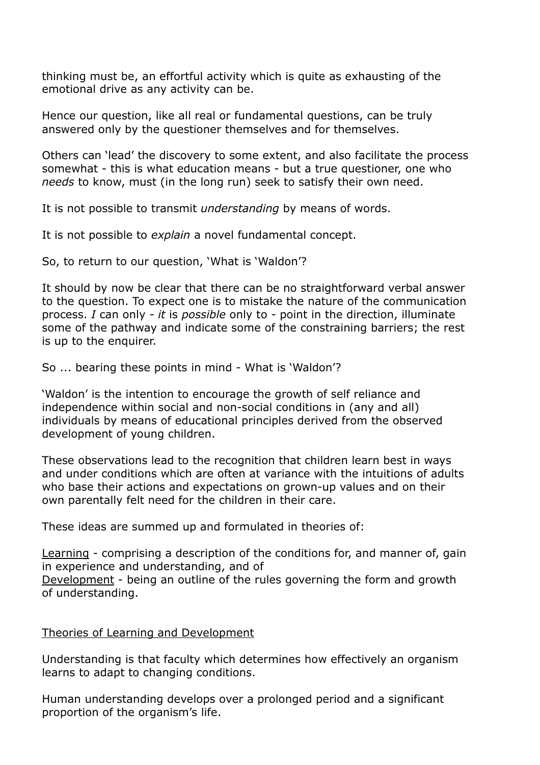thinking must be, an effortful activity which is quite as exhausting of the emotional drive as any activity can be.

Hence our question, like all real or fundamental questions, can be truly answered only by the questioner themselves and for themselves.

Others can 'lead' the discovery to some extent, and also facilitate the process somewhat - this is what education means - but a true questioner, one who *needs* to know, must (in the long run) seek to satisfy their own need.

It is not possible to transmit *understanding* by means of words.

It is not possible to *explain* a novel fundamental concept.

So, to return to our question, 'What is 'Waldon'?

It should by now be clear that there can be no straightforward verbal answer to the question. To expect one is to mistake the nature of the communication process. *I* can only - *it* is *possible* only to - point in the direction, illuminate some of the pathway and indicate some of the constraining barriers; the rest is up to the enquirer.

So ... bearing these points in mind - What is 'Waldon'?

'Waldon' is the intention to encourage the growth of self reliance and independence within social and non-social conditions in (any and all) individuals by means of educational principles derived from the observed development of young children.

These observations lead to the recognition that children learn best in ways and under conditions which are often at variance with the intuitions of adults who base their actions and expectations on grown-up values and on their own parentally felt need for the children in their care.

These ideas are summed up and formulated in theories of:

<u>Learning</u> - comprising a description of the conditions for, and manner of, gain in experience and understanding, and of
<u>Development</u> - being an outline of the rules governing the form and growth of understanding.

## <u>Theories of Learning and Development</u>

Understanding is that faculty which determines how effectively an organism learns to adapt to changing conditions.

Human understanding develops over a prolonged period and a significant proportion of the organism's life.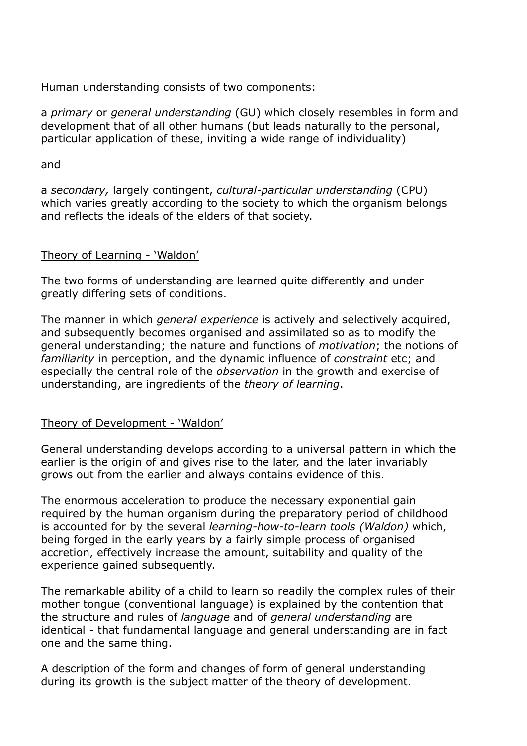Human understanding consists of two components:

a *primary* or *general understanding* (GU) which closely resembles in form and development that of all other humans (but leads naturally to the personal, particular application of these, inviting a wide range of individuality)

and

a *secondary,* largely contingent, *cultural-particular understanding* (CPU) which varies greatly according to the society to which the organism belongs and reflects the ideals of the elders of that society.

<u>Theory of Learning - 'Waldon'</u>

The two forms of understanding are learned quite differently and under greatly differing sets of conditions.

The manner in which *general experience* is actively and selectively acquired, and subsequently becomes organised and assimilated so as to modify the general understanding; the nature and functions of *motivation*; the notions of *familiarity* in perception, and the dynamic influence of *constraint* etc; and especially the central role of the *observation* in the growth and exercise of understanding, are ingredients of the *theory of learning*.

<u>Theory of Development - 'Waldon'</u>

General understanding develops according to a universal pattern in which the earlier is the origin of and gives rise to the later, and the later invariably grows out from the earlier and always contains evidence of this.

The enormous acceleration to produce the necessary exponential gain required by the human organism during the preparatory period of childhood is accounted for by the several *learning-how-to-learn tools (Waldon)* which, being forged in the early years by a fairly simple process of organised accretion, effectively increase the amount, suitability and quality of the experience gained subsequently.

The remarkable ability of a child to learn so readily the complex rules of their mother tongue (conventional language) is explained by the contention that the structure and rules of *language* and of *general understanding* are identical - that fundamental language and general understanding are in fact one and the same thing.

A description of the form and changes of form of general understanding during its growth is the subject matter of the theory of development.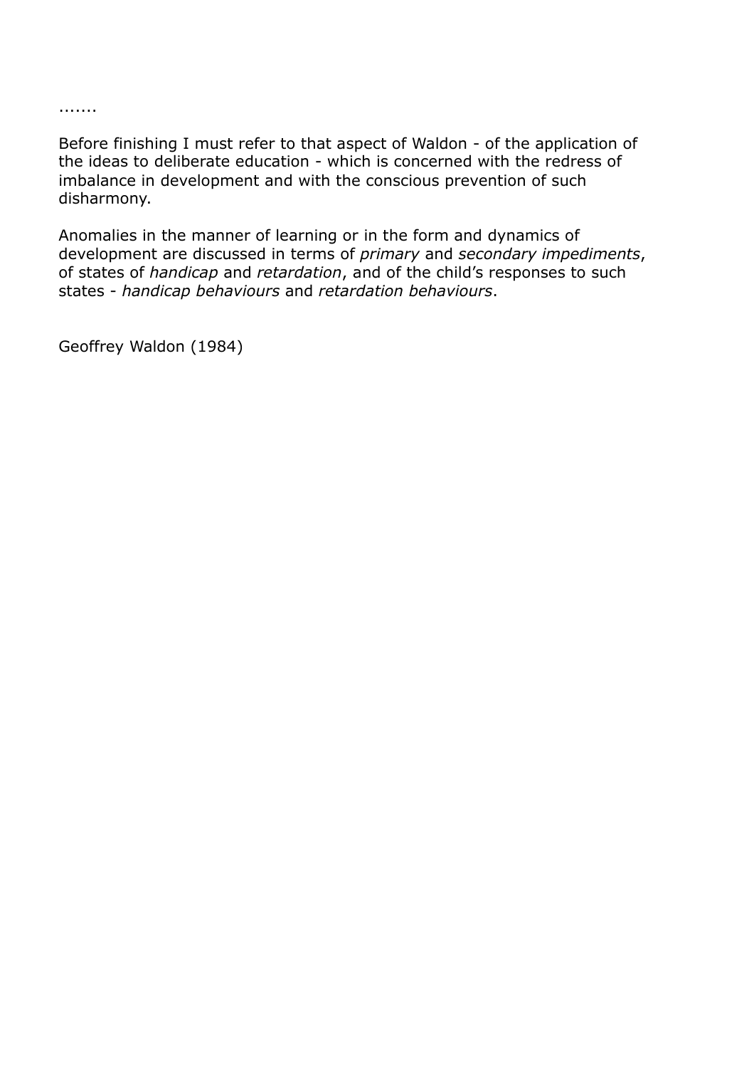.......

Before finishing I must refer to that aspect of Waldon - of the application of the ideas to deliberate education - which is concerned with the redress of imbalance in development and with the conscious prevention of such disharmony.

Anomalies in the manner of learning or in the form and dynamics of development are discussed in terms of *primary* and *secondary impediments*, of states of *handicap* and *retardation*, and of the child's responses to such states - *handicap behaviours* and *retardation behaviours*.

Geoffrey Waldon (1984)